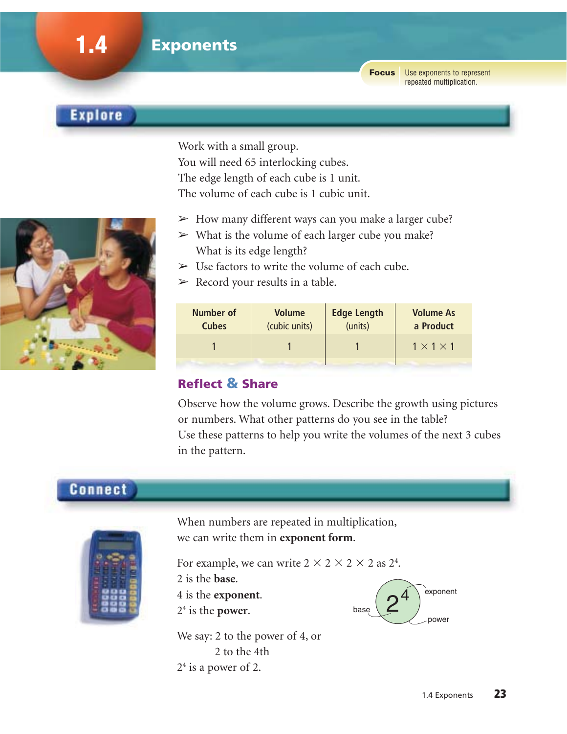# 1.4 Exponents

**Focus** Use exponents to represent repeated multiplication.

## Explore

Work with a small group.
You will need 65 interlocking cubes.
The edge length of each cube is 1 unit.
The volume of each cube is 1 cubic unit.

- How many different ways can you make a larger cube?
- What is the volume of each larger cube you make?
  What is its edge length?
- Use factors to write the volume of each cube.
- Record your results in a table.

| Number of Cubes | Volume (cubic units) | Edge Length (units) | Volume As a Product |
|---|---|---|---|
| 1 | 1 | 1 | $1 \times 1 \times 1$ |

### Reflect & Share

Observe how the volume grows. Describe the growth using pictures or numbers. What other patterns do you see in the table?
Use these patterns to help you write the volumes of the next 3 cubes in the pattern.

## Connect

When numbers are repeated in multiplication, we can write them in **exponent form**.

For example, we can write $2 \times 2 \times 2 \times 2$ as $2^4$.
2 is the **base**.
4 is the **exponent**.
$2^4$ is the **power**.

$2^4$ — base: 2, exponent: 4, power: $2^4$

We say: 2 to the power of 4, or
2 to the 4th
$2^4$ is a power of 2.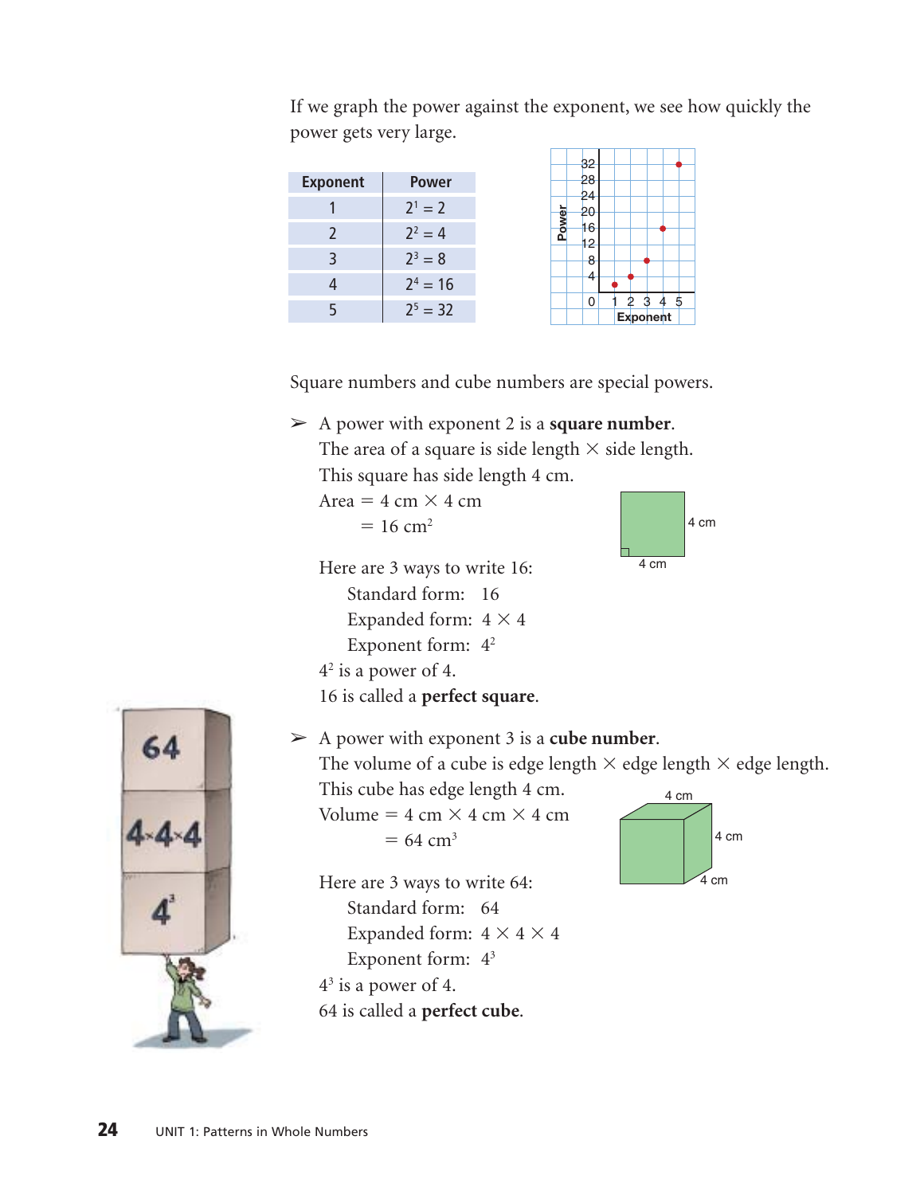If we graph the power against the exponent, we see how quickly the power gets very large.

| Exponent | Power |
|---|---|
| 1 | $2^1 = 2$ |
| 2 | $2^2 = 4$ |
| 3 | $2^3 = 8$ |
| 4 | $2^4 = 16$ |
| 5 | $2^5 = 32$ |

Square numbers and cube numbers are special powers.

➢ A power with exponent 2 is a **square number**.
The area of a square is side length × side length.
This square has side length 4 cm.
Area $= 4 \text{ cm} \times 4 \text{ cm}$
$= 16 \text{ cm}^2$

Here are 3 ways to write 16:
Standard form: 16
Expanded form: $4 \times 4$
Exponent form: $4^2$
$4^2$ is a power of 4.
16 is called a **perfect square**.

➢ A power with exponent 3 is a **cube number**.
The volume of a cube is edge length × edge length × edge length.
This cube has edge length 4 cm.
Volume $= 4 \text{ cm} \times 4 \text{ cm} \times 4 \text{ cm}$
$= 64 \text{ cm}^3$

Here are 3 ways to write 64:
Standard form: 64
Expanded form: $4 \times 4 \times 4$
Exponent form: $4^3$
$4^3$ is a power of 4.
64 is called a **perfect cube**.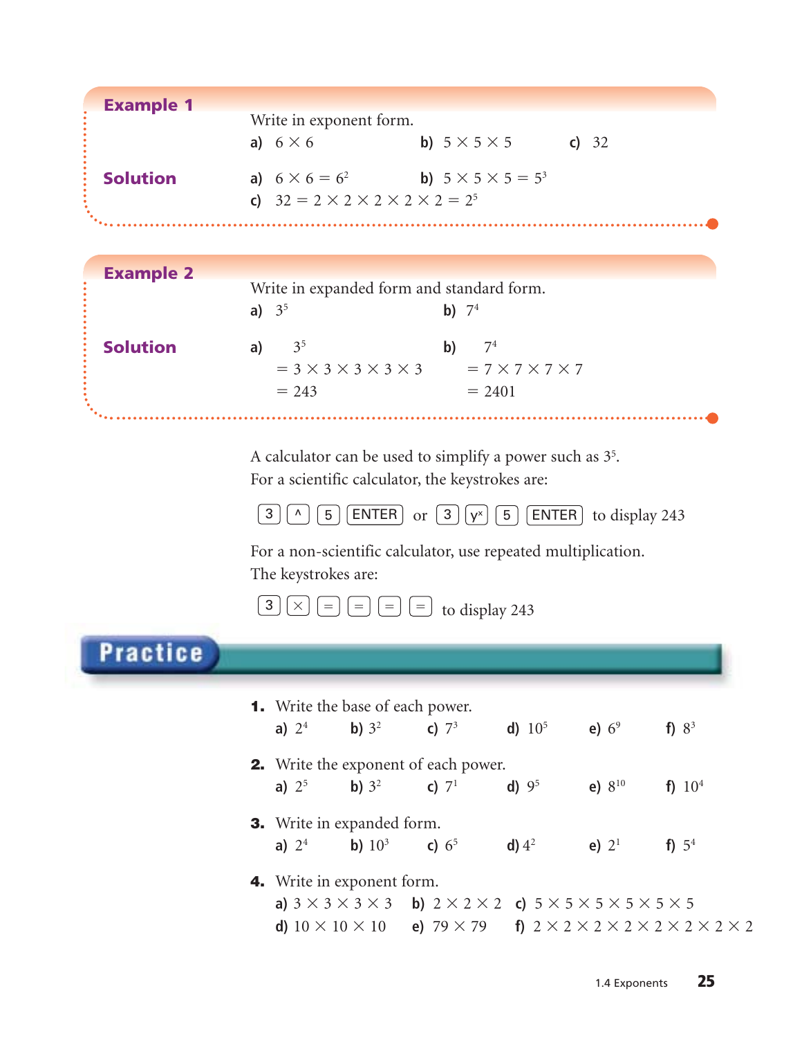### Example 1

Write in exponent form.

**a)** $6 \times 6$ **b)** $5 \times 5 \times 5$ **c)** 32

### Solution

**a)** $6 \times 6 = 6^2$ **b)** $5 \times 5 \times 5 = 5^3$

**c)** $32 = 2 \times 2 \times 2 \times 2 \times 2 = 2^5$

### Example 2

Write in expanded form and standard form.

**a)** $3^5$ **b)** $7^4$

### Solution

**a)** $3^5$
$= 3 \times 3 \times 3 \times 3 \times 3$
$= 243$

**b)** $7^4$
$= 7 \times 7 \times 7 \times 7$
$= 2401$

A calculator can be used to simplify a power such as $3^5$.
For a scientific calculator, the keystrokes are:

[3] [^] [5] [ENTER] or [3] [$y^x$] [5] [ENTER] to display 243

For a non-scientific calculator, use repeated multiplication.
The keystrokes are:

[3] [×] [=] [=] [=] [=] to display 243

## Practice

**1.** Write the base of each power.

**a)** $2^4$ **b)** $3^2$ **c)** $7^3$ **d)** $10^5$ **e)** $6^9$ **f)** $8^3$

**2.** Write the exponent of each power.

**a)** $2^5$ **b)** $3^2$ **c)** $7^1$ **d)** $9^5$ **e)** $8^{10}$ **f)** $10^4$

**3.** Write in expanded form.

**a)** $2^4$ **b)** $10^3$ **c)** $6^5$ **d)** $4^2$ **e)** $2^1$ **f)** $5^4$

**4.** Write in exponent form.

**a)** $3 \times 3 \times 3 \times 3$ **b)** $2 \times 2 \times 2$ **c)** $5 \times 5 \times 5 \times 5 \times 5 \times 5$

**d)** $10 \times 10 \times 10$ **e)** $79 \times 79$ **f)** $2 \times 2 \times 2 \times 2 \times 2 \times 2 \times 2 \times 2$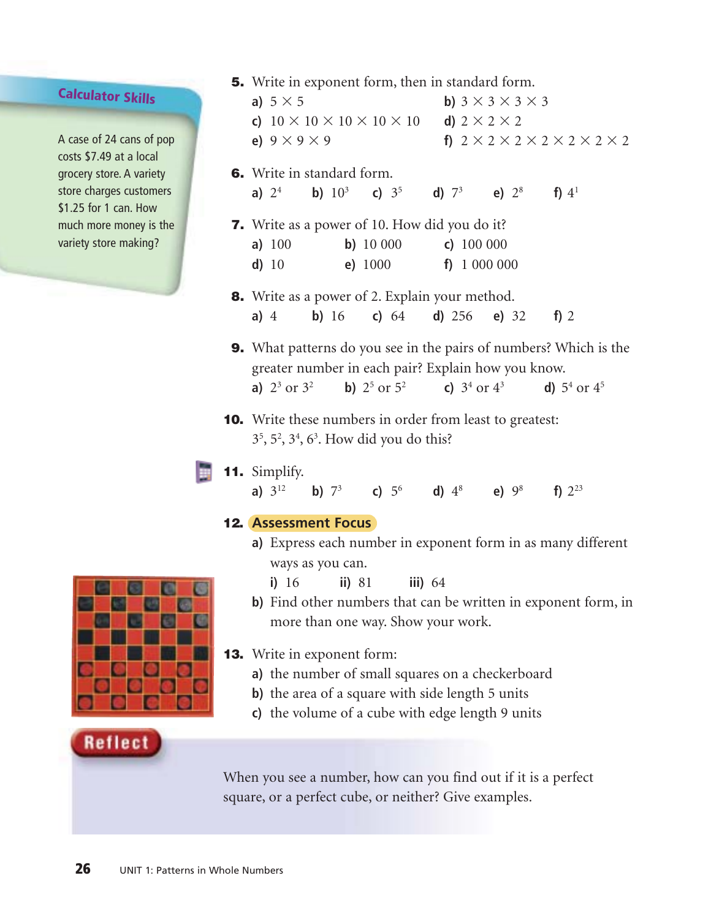### Calculator Skills

A case of 24 cans of pop costs $7.49 at a local grocery store. A variety store charges customers $1.25 for 1 can. How much more money is the variety store making?

**5.** Write in exponent form, then in standard form.

**a)** $5 \times 5$ **b)** $3 \times 3 \times 3 \times 3$
**c)** $10 \times 10 \times 10 \times 10 \times 10$ **d)** $2 \times 2 \times 2$
**e)** $9 \times 9 \times 9$ **f)** $2 \times 2 \times 2 \times 2 \times 2 \times 2 \times 2$

**6.** Write in standard form.

**a)** $2^4$ **b)** $10^3$ **c)** $3^5$ **d)** $7^3$ **e)** $2^8$ **f)** $4^1$

**7.** Write as a power of 10. How did you do it?

**a)** 100 **b)** 10 000 **c)** 100 000
**d)** 10 **e)** 1000 **f)** 1 000 000

**8.** Write as a power of 2. Explain your method.

**a)** 4 **b)** 16 **c)** 64 **d)** 256 **e)** 32 **f)** 2

**9.** What patterns do you see in the pairs of numbers? Which is the greater number in each pair? Explain how you know.

**a)** $2^3$ or $3^2$ **b)** $2^5$ or $5^2$ **c)** $3^4$ or $4^3$ **d)** $5^4$ or $4^5$

**10.** Write these numbers in order from least to greatest: $3^5$, $5^2$, $3^4$, $6^3$. How did you do this?

**11.** Simplify.

**a)** $3^{12}$ **b)** $7^3$ **c)** $5^6$ **d)** $4^8$ **e)** $9^8$ **f)** $2^{23}$

**12. Assessment Focus**

**a)** Express each number in exponent form in as many different ways as you can.

**i)** 16 **ii)** 81 **iii)** 64

**b)** Find other numbers that can be written in exponent form, in more than one way. Show your work.

**13.** Write in exponent form:

**a)** the number of small squares on a checkerboard
**b)** the area of a square with side length 5 units
**c)** the volume of a cube with edge length 9 units

### Reflect

When you see a number, how can you find out if it is a perfect square, or a perfect cube, or neither? Give examples.